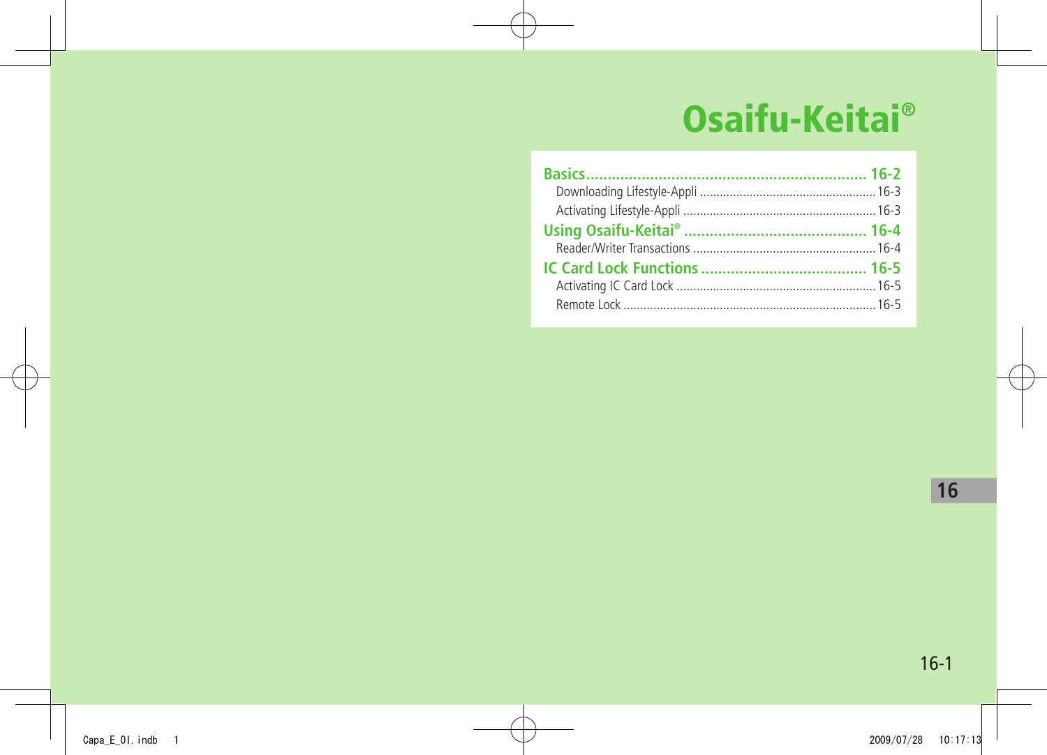# Osaifu-Keitai®

**Basics** .................................................................. 16-2
- Downloading Lifestyle-Appli .................................................. 16-3
- Activating Lifestyle-Appli ...................................................... 16-3

**Using Osaifu-Keitai®** ........................................... 16-4
- Reader/Writer Transactions ..................................................... 16-4

**IC Card Lock Functions** ....................................... 16-5
- Activating IC Card Lock .......................................................... 16-5
- Remote Lock ........................................................................... 16-5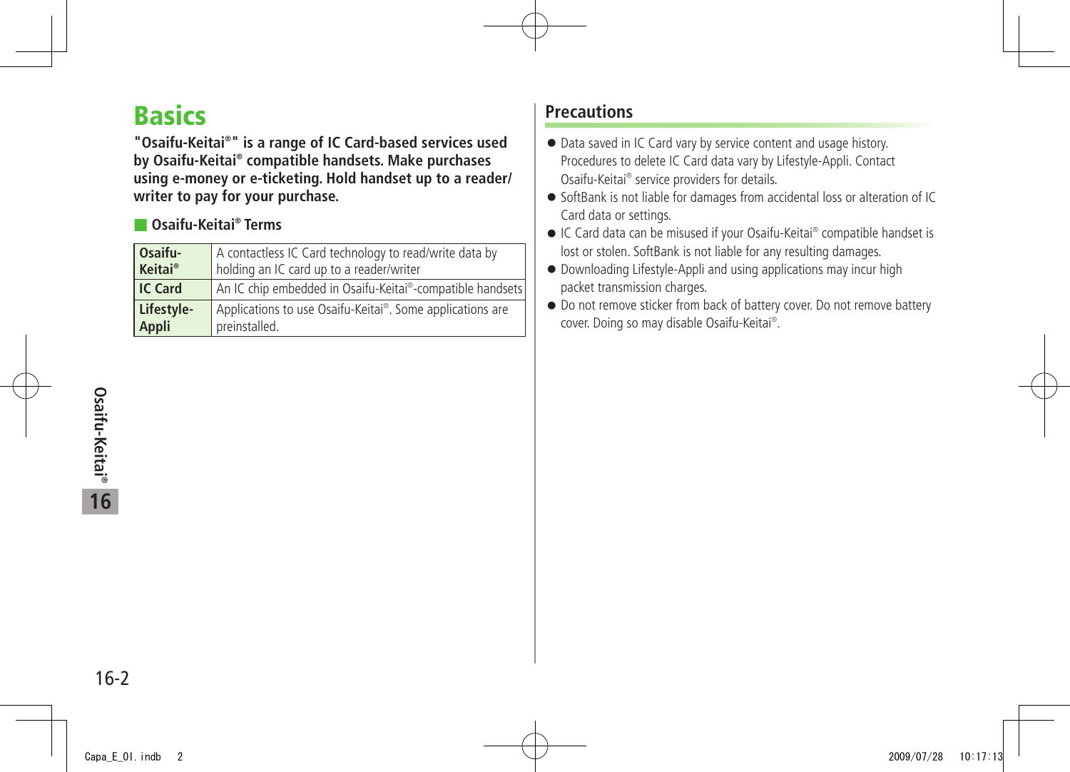# Basics

**"Osaifu-Keitai®" is a range of IC Card-based services used by Osaifu-Keitai® compatible handsets. Make purchases using e-money or e-ticketing. Hold handset up to a reader/writer to pay for your purchase.**

### Osaifu-Keitai® Terms

| | |
|---|---|
| **Osaifu-Keitai®** | A contactless IC Card technology to read/write data by holding an IC card up to a reader/writer |
| **IC Card** | An IC chip embedded in Osaifu-Keitai®-compatible handsets |
| **Lifestyle-Appli** | Applications to use Osaifu-Keitai®. Some applications are preinstalled. |

## Precautions

- Data saved in IC Card vary by service content and usage history. Procedures to delete IC Card data vary by Lifestyle-Appli. Contact Osaifu-Keitai® service providers for details.
- SoftBank is not liable for damages from accidental loss or alteration of IC Card data or settings.
- IC Card data can be misused if your Osaifu-Keitai® compatible handset is lost or stolen. SoftBank is not liable for any resulting damages.
- Downloading Lifestyle-Appli and using applications may incur high packet transmission charges.
- Do not remove sticker from back of battery cover. Do not remove battery cover. Doing so may disable Osaifu-Keitai®.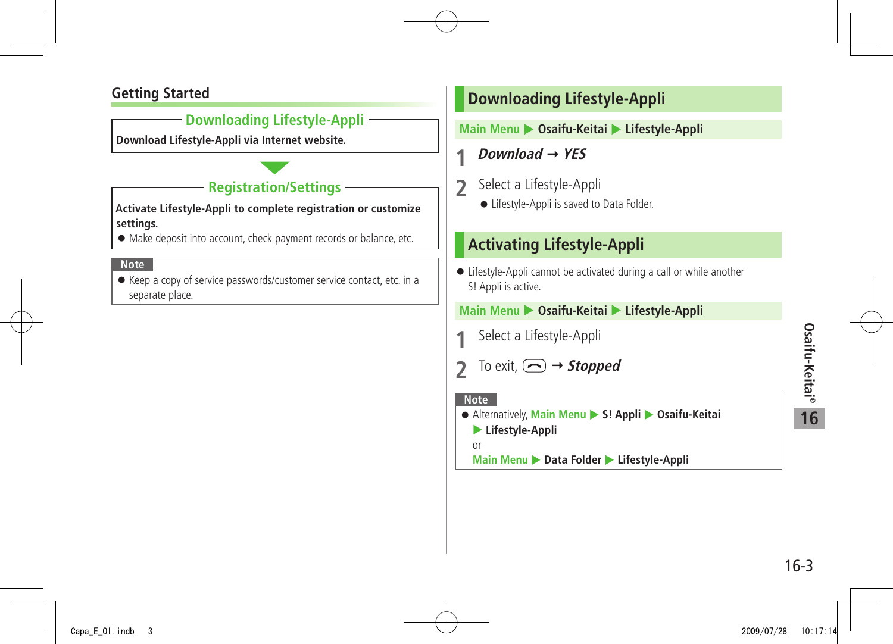## Getting Started

### Downloading Lifestyle-Appli

**Download Lifestyle-Appli via Internet website.**

▼

### Registration/Settings

**Activate Lifestyle-Appli to complete registration or customize settings.**

- Make deposit into account, check payment records or balance, etc.

**Note**

- Keep a copy of service passwords/customer service contact, etc. in a separate place.

## Downloading Lifestyle-Appli

**Main Menu ▶ Osaifu-Keitai ▶ Lifestyle-Appli**

1. ***Download*** → ***YES***
2. Select a Lifestyle-Appli
   - Lifestyle-Appli is saved to Data Folder.

## Activating Lifestyle-Appli

- Lifestyle-Appli cannot be activated during a call or while another S! Appli is active.

**Main Menu ▶ Osaifu-Keitai ▶ Lifestyle-Appli**

1. Select a Lifestyle-Appli
2. To exit, (end key) → ***Stopped***

**Note**

- Alternatively, **Main Menu ▶ S! Appli ▶ Osaifu-Keitai ▶ Lifestyle-Appli**
  or
  **Main Menu ▶ Data Folder ▶ Lifestyle-Appli**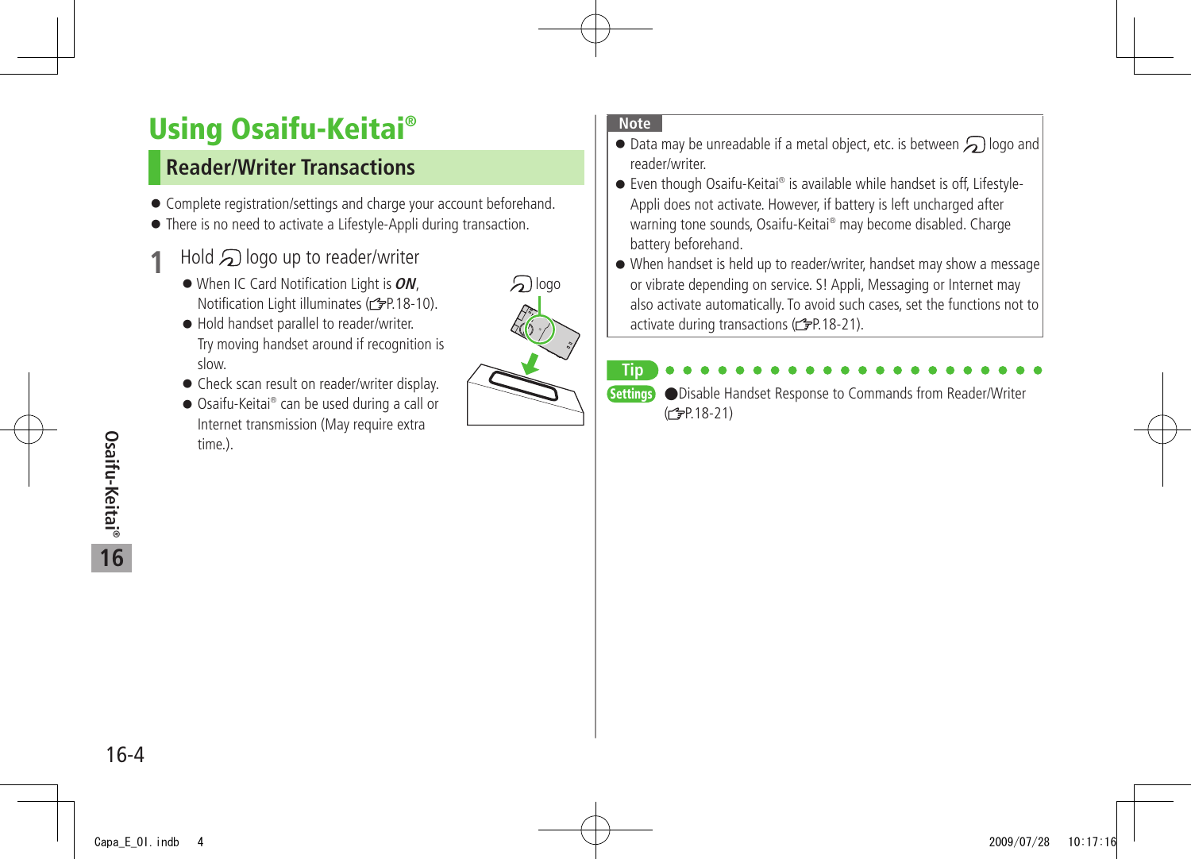# Using Osaifu-Keitai®

## Reader/Writer Transactions

- Complete registration/settings and charge your account beforehand.
- There is no need to activate a Lifestyle-Appli during transaction.

**1** Hold logo up to reader/writer

- When IC Card Notification Light is ***ON***, Notification Light illuminates (☞P.18-10).
- Hold handset parallel to reader/writer. Try moving handset around if recognition is slow.
- Check scan result on reader/writer display.
- Osaifu-Keitai® can be used during a call or Internet transmission (May require extra time.).

logo

**Note**

- Data may be unreadable if a metal object, etc. is between logo and reader/writer.
- Even though Osaifu-Keitai® is available while handset is off, Lifestyle-Appli does not activate. However, if battery is left uncharged after warning tone sounds, Osaifu-Keitai® may become disabled. Charge battery beforehand.
- When handset is held up to reader/writer, handset may show a message or vibrate depending on service. S! Appli, Messaging or Internet may also activate automatically. To avoid such cases, set the functions not to activate during transactions (☞P.18-21).

**Tip**

**Settings** ●Disable Handset Response to Commands from Reader/Writer (☞P.18-21)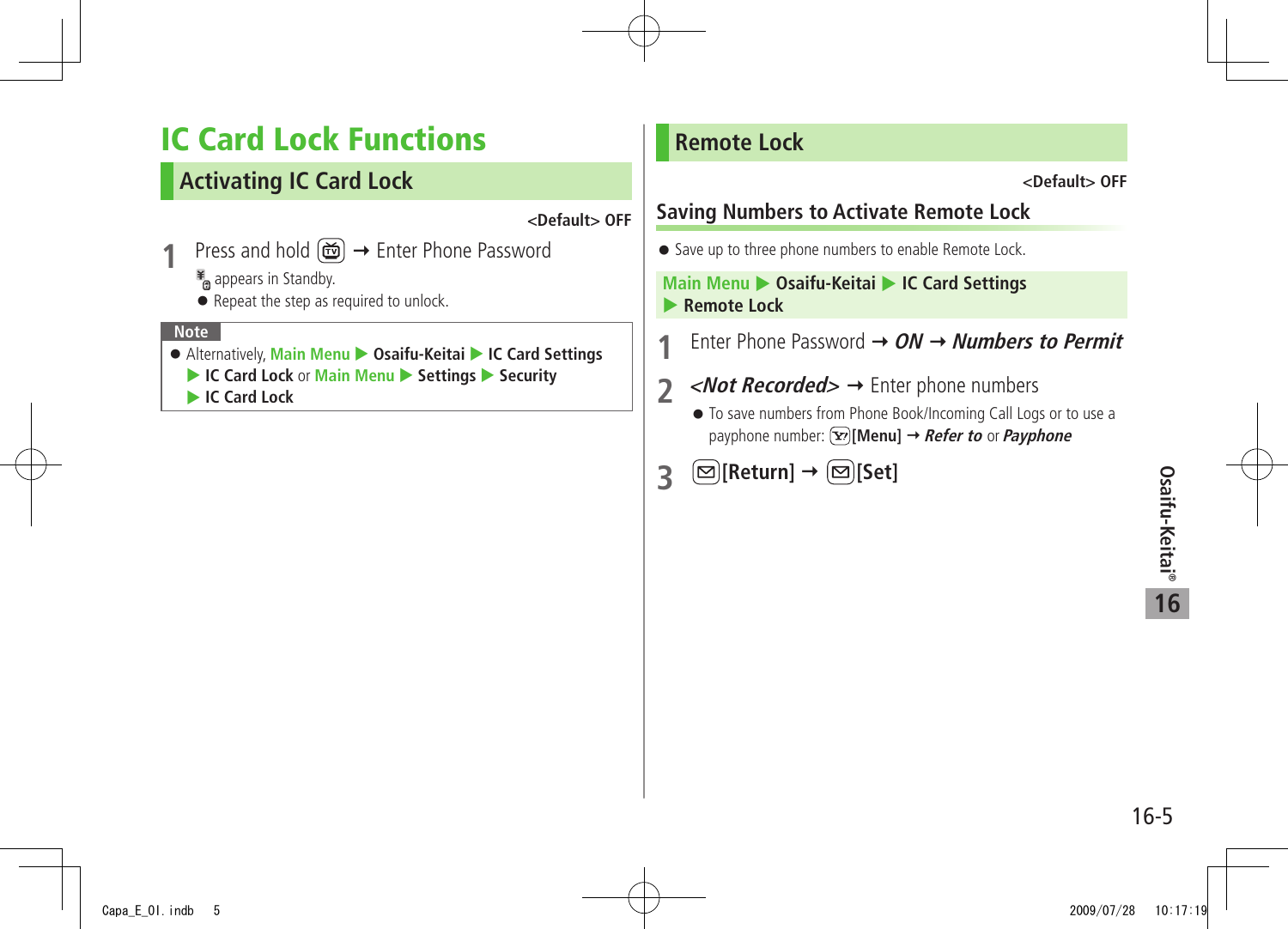# IC Card Lock Functions

## Activating IC Card Lock

<Default> OFF

**1** Press and hold [TV] → Enter Phone Password

appears in Standby.

- Repeat the step as required to unlock.

**Note**

- Alternatively, Main Menu ▶ **Osaifu-Keitai** ▶ **IC Card Settings** ▶ **IC Card Lock** or Main Menu ▶ **Settings** ▶ **Security** ▶ **IC Card Lock**

## Remote Lock

<Default> OFF

### Saving Numbers to Activate Remote Lock

- Save up to three phone numbers to enable Remote Lock.

Main Menu ▶ **Osaifu-Keitai** ▶ **IC Card Settings** ▶ **Remote Lock**

**1** Enter Phone Password → ***ON*** → ***Numbers to Permit***

**2** ***<Not Recorded>*** → Enter phone numbers

- To save numbers from Phone Book/Incoming Call Logs or to use a payphone number: **[Menu]** → ***Refer to*** or ***Payphone***

**3** **[Return]** → **[Set]**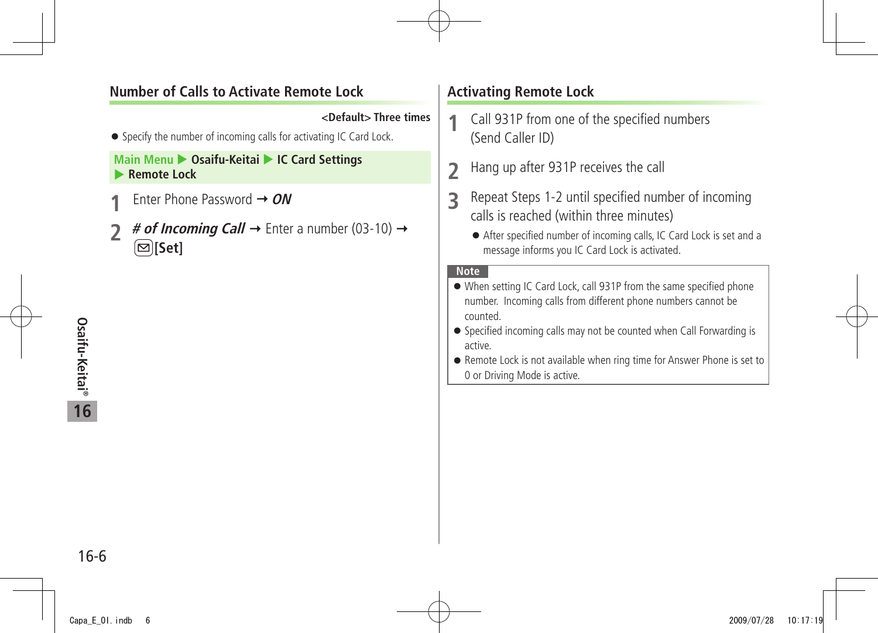## Number of Calls to Activate Remote Lock

**<Default> Three times**

- Specify the number of incoming calls for activating IC Card Lock.

**Main Menu ▶ Osaifu-Keitai ▶ IC Card Settings ▶ Remote Lock**

1. Enter Phone Password → ***ON***
2. ***# of Incoming Call*** → Enter a number (03-10) → **[Set]**

## Activating Remote Lock

1. Call 931P from one of the specified numbers (Send Caller ID)
2. Hang up after 931P receives the call
3. Repeat Steps 1-2 until specified number of incoming calls is reached (within three minutes)
   - After specified number of incoming calls, IC Card Lock is set and a message informs you IC Card Lock is activated.

**Note**

- When setting IC Card Lock, call 931P from the same specified phone number. Incoming calls from different phone numbers cannot be counted.
- Specified incoming calls may not be counted when Call Forwarding is active.
- Remote Lock is not available when ring time for Answer Phone is set to 0 or Driving Mode is active.